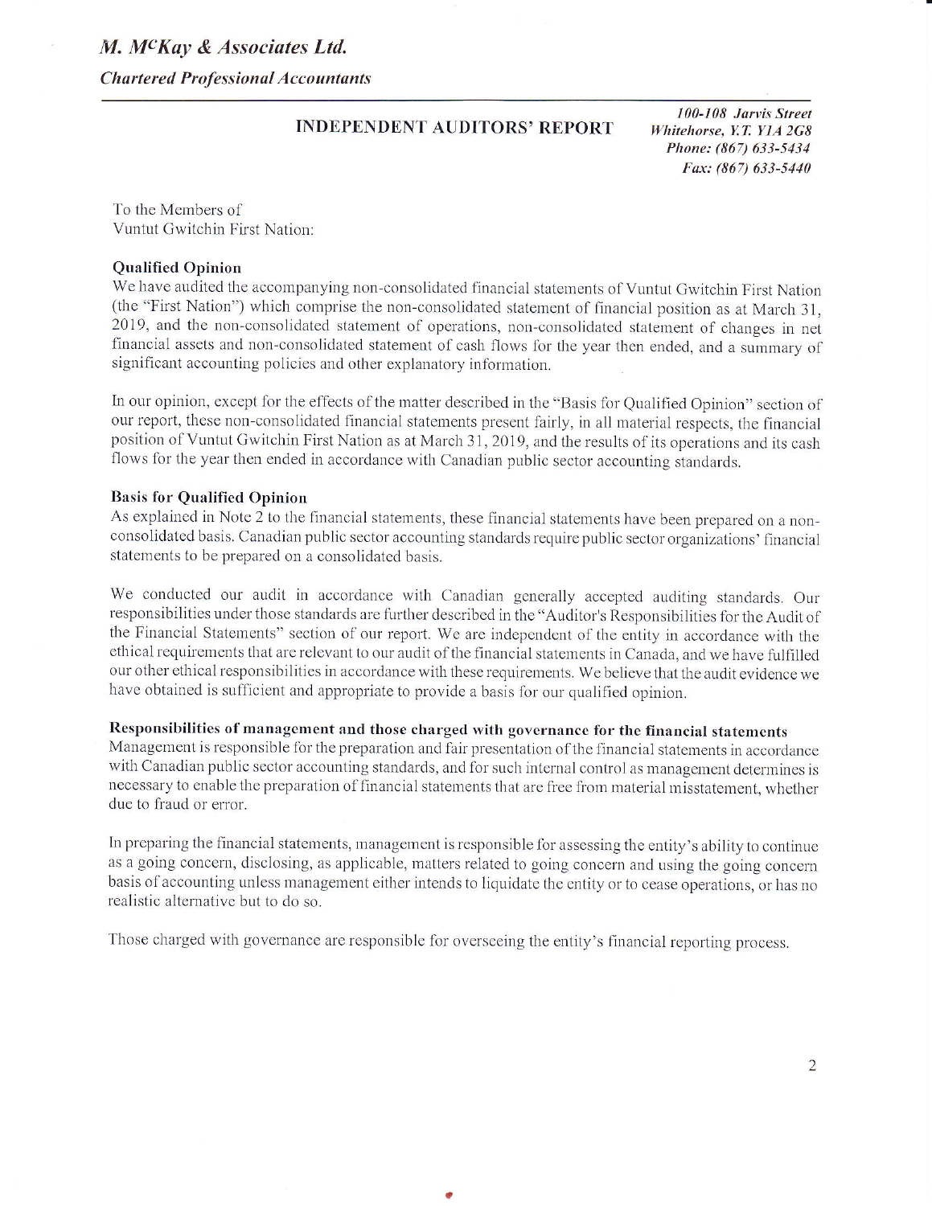*M. M^cKay & Associates Ltd.*

***Chartered Professional Accountants***

## INDEPENDENT AUDITORS' REPORT

***100-108 Jarvis Street***
***Whitehorse, Y.T. Y1A 2G8***
***Phone: (867) 633-5434***
***Fax: (867) 633-5440***

To the Members of
Vuntut Gwitchin First Nation:

**Qualified Opinion**

We have audited the accompanying non-consolidated financial statements of Vuntut Gwitchin First Nation (the "First Nation") which comprise the non-consolidated statement of financial position as at March 31, 2019, and the non-consolidated statement of operations, non-consolidated statement of changes in net financial assets and non-consolidated statement of cash flows for the year then ended, and a summary of significant accounting policies and other explanatory information.

In our opinion, except for the effects of the matter described in the "Basis for Qualified Opinion" section of our report, these non-consolidated financial statements present fairly, in all material respects, the financial position of Vuntut Gwitchin First Nation as at March 31, 2019, and the results of its operations and its cash flows for the year then ended in accordance with Canadian public sector accounting standards.

**Basis for Qualified Opinion**

As explained in Note 2 to the financial statements, these financial statements have been prepared on a non-consolidated basis. Canadian public sector accounting standards require public sector organizations' financial statements to be prepared on a consolidated basis.

We conducted our audit in accordance with Canadian generally accepted auditing standards. Our responsibilities under those standards are further described in the "Auditor's Responsibilities for the Audit of the Financial Statements" section of our report. We are independent of the entity in accordance with the ethical requirements that are relevant to our audit of the financial statements in Canada, and we have fulfilled our other ethical responsibilities in accordance with these requirements. We believe that the audit evidence we have obtained is sufficient and appropriate to provide a basis for our qualified opinion.

**Responsibilities of management and those charged with governance for the financial statements**

Management is responsible for the preparation and fair presentation of the financial statements in accordance with Canadian public sector accounting standards, and for such internal control as management determines is necessary to enable the preparation of financial statements that are free from material misstatement, whether due to fraud or error.

In preparing the financial statements, management is responsible for assessing the entity's ability to continue as a going concern, disclosing, as applicable, matters related to going concern and using the going concern basis of accounting unless management either intends to liquidate the entity or to cease operations, or has no realistic alternative but to do so.

Those charged with governance are responsible for overseeing the entity's financial reporting process.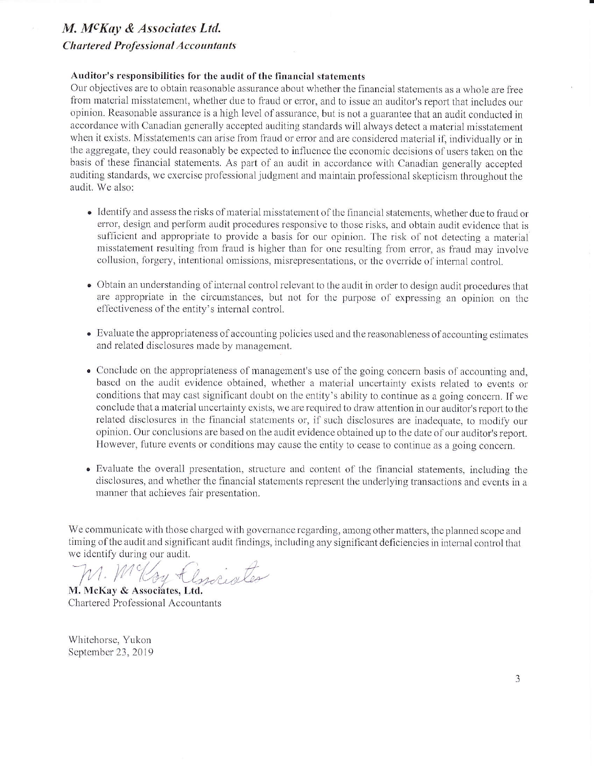## *M. McKay & Associates Ltd.*
### *Chartered Professional Accountants*

**Auditor's responsibilities for the audit of the financial statements**

Our objectives are to obtain reasonable assurance about whether the financial statements as a whole are free from material misstatement, whether due to fraud or error, and to issue an auditor's report that includes our opinion. Reasonable assurance is a high level of assurance, but is not a guarantee that an audit conducted in accordance with Canadian generally accepted auditing standards will always detect a material misstatement when it exists. Misstatements can arise from fraud or error and are considered material if, individually or in the aggregate, they could reasonably be expected to influence the economic decisions of users taken on the basis of these financial statements. As part of an audit in accordance with Canadian generally accepted auditing standards, we exercise professional judgment and maintain professional skepticism throughout the audit. We also:

- Identify and assess the risks of material misstatement of the financial statements, whether due to fraud or error, design and perform audit procedures responsive to those risks, and obtain audit evidence that is sufficient and appropriate to provide a basis for our opinion. The risk of not detecting a material misstatement resulting from fraud is higher than for one resulting from error, as fraud may involve collusion, forgery, intentional omissions, misrepresentations, or the override of internal control.

- Obtain an understanding of internal control relevant to the audit in order to design audit procedures that are appropriate in the circumstances, but not for the purpose of expressing an opinion on the effectiveness of the entity's internal control.

- Evaluate the appropriateness of accounting policies used and the reasonableness of accounting estimates and related disclosures made by management.

- Conclude on the appropriateness of management's use of the going concern basis of accounting and, based on the audit evidence obtained, whether a material uncertainty exists related to events or conditions that may cast significant doubt on the entity's ability to continue as a going concern. If we conclude that a material uncertainty exists, we are required to draw attention in our auditor's report to the related disclosures in the financial statements or, if such disclosures are inadequate, to modify our opinion. Our conclusions are based on the audit evidence obtained up to the date of our auditor's report. However, future events or conditions may cause the entity to cease to continue as a going concern.

- Evaluate the overall presentation, structure and content of the financial statements, including the disclosures, and whether the financial statements represent the underlying transactions and events in a manner that achieves fair presentation.

We communicate with those charged with governance regarding, among other matters, the planned scope and timing of the audit and significant audit findings, including any significant deficiencies in internal control that we identify during our audit.

*M. McKay Associates*

**M. McKay & Associates, Ltd.**
Chartered Professional Accountants

Whitehorse, Yukon
September 23, 2019